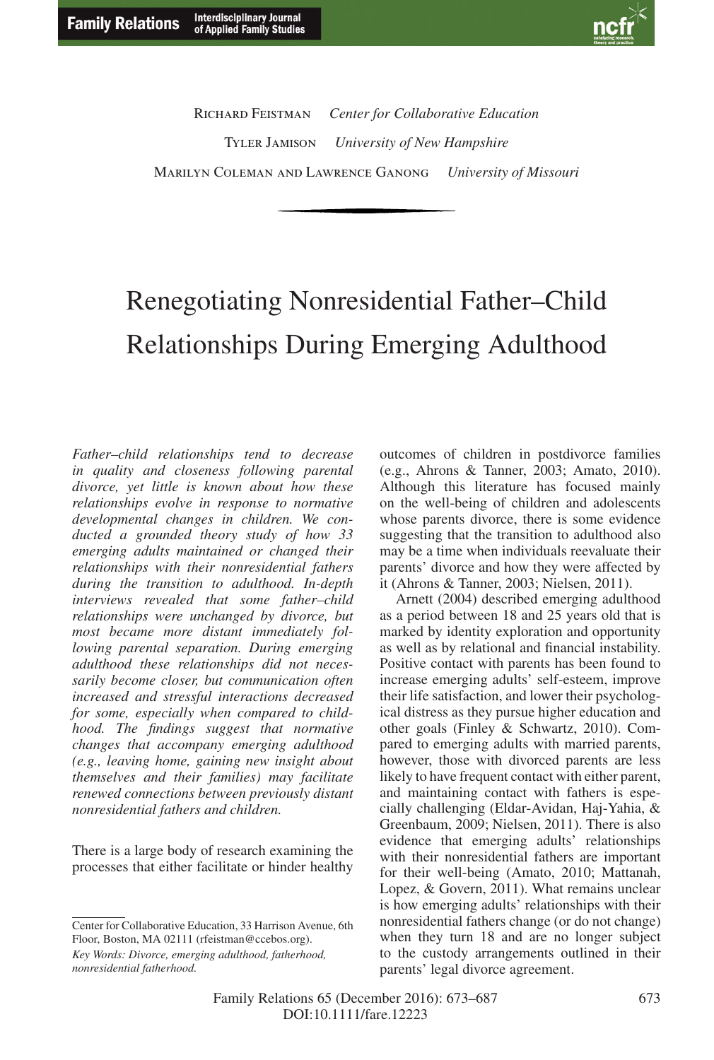Richard Feistman *Center for Collaborative Education*

Tyler Jamison *University of New Hampshire*

Marilyn Coleman and Lawrence Ganong *University of Missouri*

# Renegotiating Nonresidential Father–Child Relationships During Emerging Adulthood

*Father–child relationships tend to decrease in quality and closeness following parental divorce, yet little is known about how these relationships evolve in response to normative developmental changes in children. We conducted a grounded theory study of how 33 emerging adults maintained or changed their relationships with their nonresidential fathers during the transition to adulthood. In-depth interviews revealed that some father–child relationships were unchanged by divorce, but most became more distant immediately following parental separation. During emerging adulthood these relationships did not necessarily become closer, but communication often increased and stressful interactions decreased for some, especially when compared to childhood. The findings suggest that normative changes that accompany emerging adulthood (e.g., leaving home, gaining new insight about themselves and their families) may facilitate renewed connections between previously distant nonresidential fathers and children.*

There is a large body of research examining the processes that either facilitate or hinder healthy outcomes of children in postdivorce families (e.g., Ahrons & Tanner, 2003; Amato, 2010). Although this literature has focused mainly on the well-being of children and adolescents whose parents divorce, there is some evidence suggesting that the transition to adulthood also may be a time when individuals reevaluate their parents' divorce and how they were affected by it (Ahrons & Tanner, 2003; Nielsen, 2011).

Arnett (2004) described emerging adulthood as a period between 18 and 25 years old that is marked by identity exploration and opportunity as well as by relational and financial instability. Positive contact with parents has been found to increase emerging adults' self-esteem, improve their life satisfaction, and lower their psychological distress as they pursue higher education and other goals (Finley & Schwartz, 2010). Compared to emerging adults with married parents, however, those with divorced parents are less likely to have frequent contact with either parent, and maintaining contact with fathers is especially challenging (Eldar-Avidan, Haj-Yahia, & Greenbaum, 2009; Nielsen, 2011). There is also evidence that emerging adults' relationships with their nonresidential fathers are important for their well-being (Amato, 2010; Mattanah, Lopez, & Govern, 2011). What remains unclear is how emerging adults' relationships with their nonresidential fathers change (or do not change) when they turn 18 and are no longer subject to the custody arrangements outlined in their parents' legal divorce agreement.

---

Center for Collaborative Education, 33 Harrison Avenue, 6th Floor, Boston, MA 02111 (rfeistman@ccebos.org).

*Key Words: Divorce, emerging adulthood, fatherhood, nonresidential fatherhood.*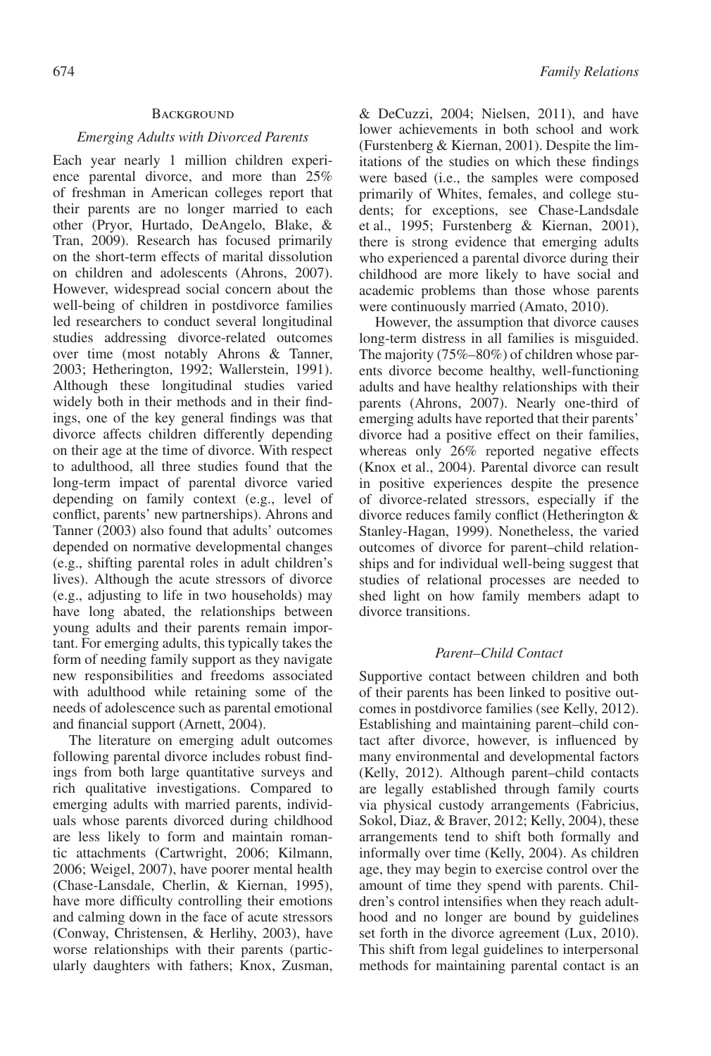## Background

### *Emerging Adults with Divorced Parents*

Each year nearly 1 million children experience parental divorce, and more than 25% of freshman in American colleges report that their parents are no longer married to each other (Pryor, Hurtado, DeAngelo, Blake, & Tran, 2009). Research has focused primarily on the short-term effects of marital dissolution on children and adolescents (Ahrons, 2007). However, widespread social concern about the well-being of children in postdivorce families led researchers to conduct several longitudinal studies addressing divorce-related outcomes over time (most notably Ahrons & Tanner, 2003; Hetherington, 1992; Wallerstein, 1991). Although these longitudinal studies varied widely both in their methods and in their findings, one of the key general findings was that divorce affects children differently depending on their age at the time of divorce. With respect to adulthood, all three studies found that the long-term impact of parental divorce varied depending on family context (e.g., level of conflict, parents' new partnerships). Ahrons and Tanner (2003) also found that adults' outcomes depended on normative developmental changes (e.g., shifting parental roles in adult children's lives). Although the acute stressors of divorce (e.g., adjusting to life in two households) may have long abated, the relationships between young adults and their parents remain important. For emerging adults, this typically takes the form of needing family support as they navigate new responsibilities and freedoms associated with adulthood while retaining some of the needs of adolescence such as parental emotional and financial support (Arnett, 2004).

The literature on emerging adult outcomes following parental divorce includes robust findings from both large quantitative surveys and rich qualitative investigations. Compared to emerging adults with married parents, individuals whose parents divorced during childhood are less likely to form and maintain romantic attachments (Cartwright, 2006; Kilmann, 2006; Weigel, 2007), have poorer mental health (Chase-Lansdale, Cherlin, & Kiernan, 1995), have more difficulty controlling their emotions and calming down in the face of acute stressors (Conway, Christensen, & Herlihy, 2003), have worse relationships with their parents (particularly daughters with fathers; Knox, Zusman, & DeCuzzi, 2004; Nielsen, 2011), and have lower achievements in both school and work (Furstenberg & Kiernan, 2001). Despite the limitations of the studies on which these findings were based (i.e., the samples were composed primarily of Whites, females, and college students; for exceptions, see Chase-Landsdale et al., 1995; Furstenberg & Kiernan, 2001), there is strong evidence that emerging adults who experienced a parental divorce during their childhood are more likely to have social and academic problems than those whose parents were continuously married (Amato, 2010).

However, the assumption that divorce causes long-term distress in all families is misguided. The majority (75%–80%) of children whose parents divorce become healthy, well-functioning adults and have healthy relationships with their parents (Ahrons, 2007). Nearly one-third of emerging adults have reported that their parents' divorce had a positive effect on their families, whereas only 26% reported negative effects (Knox et al., 2004). Parental divorce can result in positive experiences despite the presence of divorce-related stressors, especially if the divorce reduces family conflict (Hetherington & Stanley-Hagan, 1999). Nonetheless, the varied outcomes of divorce for parent–child relationships and for individual well-being suggest that studies of relational processes are needed to shed light on how family members adapt to divorce transitions.

### *Parent–Child Contact*

Supportive contact between children and both of their parents has been linked to positive outcomes in postdivorce families (see Kelly, 2012). Establishing and maintaining parent–child contact after divorce, however, is influenced by many environmental and developmental factors (Kelly, 2012). Although parent–child contacts are legally established through family courts via physical custody arrangements (Fabricius, Sokol, Diaz, & Braver, 2012; Kelly, 2004), these arrangements tend to shift both formally and informally over time (Kelly, 2004). As children age, they may begin to exercise control over the amount of time they spend with parents. Children's control intensifies when they reach adulthood and no longer are bound by guidelines set forth in the divorce agreement (Lux, 2010). This shift from legal guidelines to interpersonal methods for maintaining parental contact is an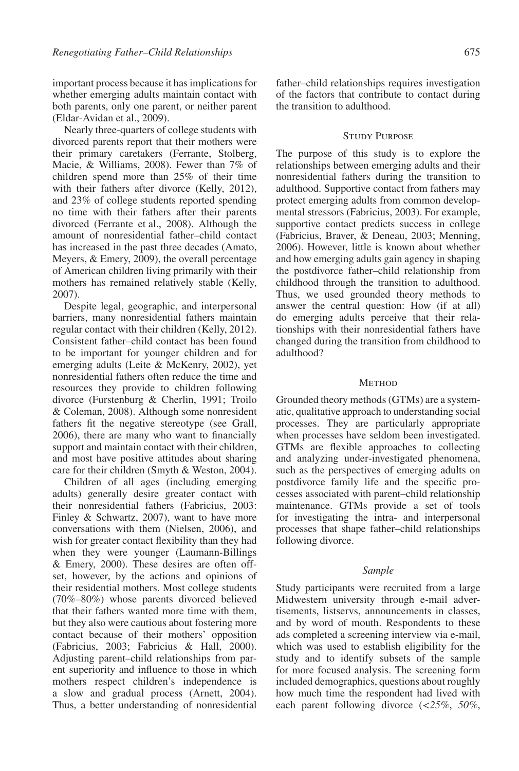important process because it has implications for whether emerging adults maintain contact with both parents, only one parent, or neither parent (Eldar-Avidan et al., 2009).

Nearly three-quarters of college students with divorced parents report that their mothers were their primary caretakers (Ferrante, Stolberg, Macie, & Williams, 2008). Fewer than 7% of children spend more than 25% of their time with their fathers after divorce (Kelly, 2012), and 23% of college students reported spending no time with their fathers after their parents divorced (Ferrante et al., 2008). Although the amount of nonresidential father–child contact has increased in the past three decades (Amato, Meyers, & Emery, 2009), the overall percentage of American children living primarily with their mothers has remained relatively stable (Kelly, 2007).

Despite legal, geographic, and interpersonal barriers, many nonresidential fathers maintain regular contact with their children (Kelly, 2012). Consistent father–child contact has been found to be important for younger children and for emerging adults (Leite & McKenry, 2002), yet nonresidential fathers often reduce the time and resources they provide to children following divorce (Furstenburg & Cherlin, 1991; Troilo & Coleman, 2008). Although some nonresident fathers fit the negative stereotype (see Grall, 2006), there are many who want to financially support and maintain contact with their children, and most have positive attitudes about sharing care for their children (Smyth & Weston, 2004).

Children of all ages (including emerging adults) generally desire greater contact with their nonresidential fathers (Fabricius, 2003: Finley & Schwartz, 2007), want to have more conversations with them (Nielsen, 2006), and wish for greater contact flexibility than they had when they were younger (Laumann-Billings & Emery, 2000). These desires are often offset, however, by the actions and opinions of their residential mothers. Most college students (70%–80%) whose parents divorced believed that their fathers wanted more time with them, but they also were cautious about fostering more contact because of their mothers' opposition (Fabricius, 2003; Fabricius & Hall, 2000). Adjusting parent–child relationships from parent superiority and influence to those in which mothers respect children's independence is a slow and gradual process (Arnett, 2004). Thus, a better understanding of nonresidential father–child relationships requires investigation of the factors that contribute to contact during the transition to adulthood.

## Study Purpose

The purpose of this study is to explore the relationships between emerging adults and their nonresidential fathers during the transition to adulthood. Supportive contact from fathers may protect emerging adults from common developmental stressors (Fabricius, 2003). For example, supportive contact predicts success in college (Fabricius, Braver, & Deneau, 2003; Menning, 2006). However, little is known about whether and how emerging adults gain agency in shaping the postdivorce father–child relationship from childhood through the transition to adulthood. Thus, we used grounded theory methods to answer the central question: How (if at all) do emerging adults perceive that their relationships with their nonresidential fathers have changed during the transition from childhood to adulthood?

## Method

Grounded theory methods (GTMs) are a systematic, qualitative approach to understanding social processes. They are particularly appropriate when processes have seldom been investigated. GTMs are flexible approaches to collecting and analyzing under-investigated phenomena, such as the perspectives of emerging adults on postdivorce family life and the specific processes associated with parent–child relationship maintenance. GTMs provide a set of tools for investigating the intra- and interpersonal processes that shape father–child relationships following divorce.

### *Sample*

Study participants were recruited from a large Midwestern university through e-mail advertisements, listservs, announcements in classes, and by word of mouth. Respondents to these ads completed a screening interview via e-mail, which was used to establish eligibility for the study and to identify subsets of the sample for more focused analysis. The screening form included demographics, questions about roughly how much time the respondent had lived with each parent following divorce (*<25%*, *50%*,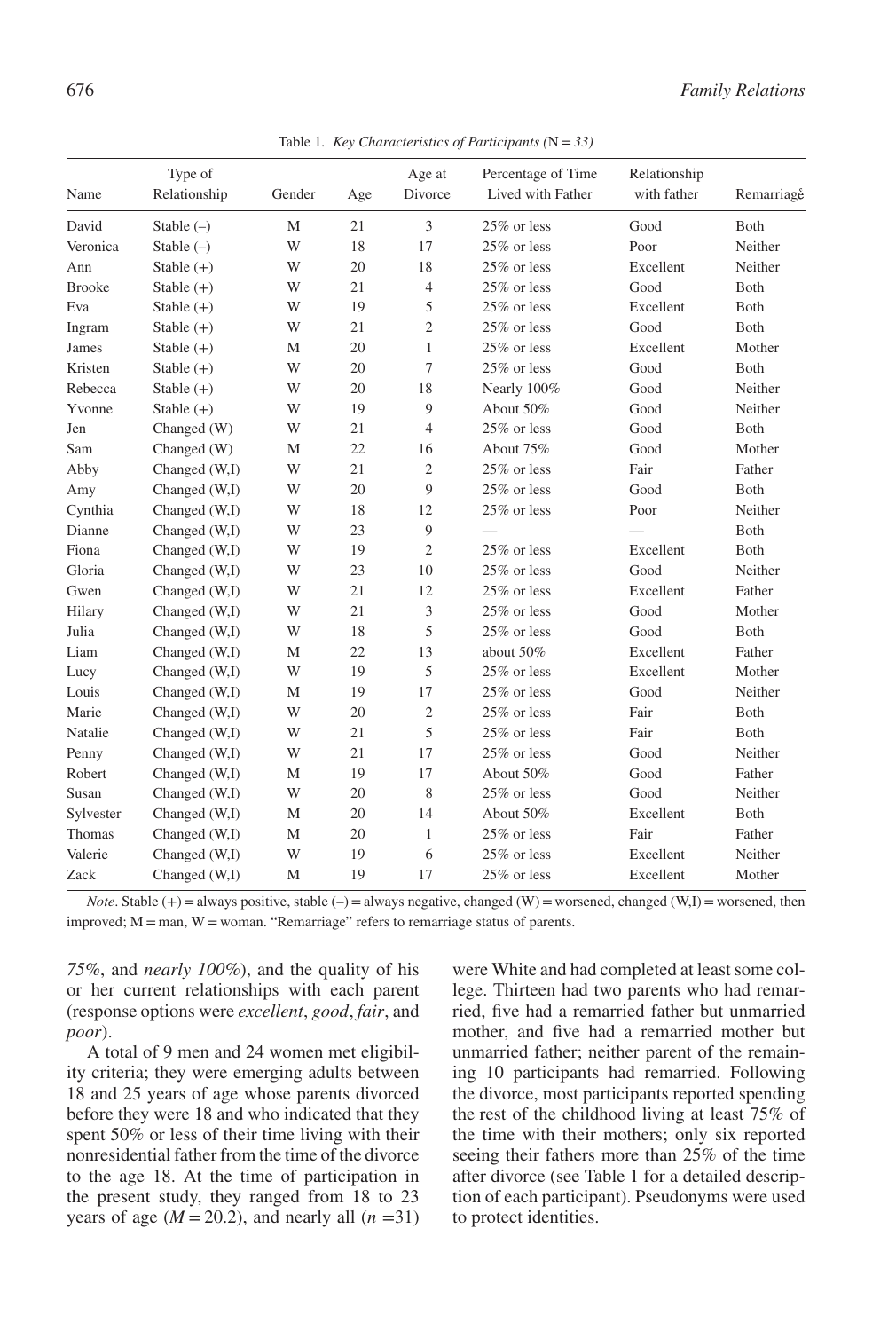Table 1. *Key Characteristics of Participants (N = 33)*

| Name | Type of Relationship | Gender | Age | Age at Divorce | Percentage of Time Lived with Father | Relationship with father | Remarriage |
|---|---|---|---|---|---|---|---|
| David | Stable (–) | M | 21 | 3 | 25% or less | Good | Both |
| Veronica | Stable (–) | W | 18 | 17 | 25% or less | Poor | Neither |
| Ann | Stable (+) | W | 20 | 18 | 25% or less | Excellent | Neither |
| Brooke | Stable (+) | W | 21 | 4 | 25% or less | Good | Both |
| Eva | Stable (+) | W | 19 | 5 | 25% or less | Excellent | Both |
| Ingram | Stable (+) | W | 21 | 2 | 25% or less | Good | Both |
| James | Stable (+) | M | 20 | 1 | 25% or less | Excellent | Mother |
| Kristen | Stable (+) | W | 20 | 7 | 25% or less | Good | Both |
| Rebecca | Stable (+) | W | 20 | 18 | Nearly 100% | Good | Neither |
| Yvonne | Stable (+) | W | 19 | 9 | About 50% | Good | Neither |
| Jen | Changed (W) | W | 21 | 4 | 25% or less | Good | Both |
| Sam | Changed (W) | M | 22 | 16 | About 75% | Good | Mother |
| Abby | Changed (W,I) | W | 21 | 2 | 25% or less | Fair | Father |
| Amy | Changed (W,I) | W | 20 | 9 | 25% or less | Good | Both |
| Cynthia | Changed (W,I) | W | 18 | 12 | 25% or less | Poor | Neither |
| Dianne | Changed (W,I) | W | 23 | 9 | — | — | Both |
| Fiona | Changed (W,I) | W | 19 | 2 | 25% or less | Excellent | Both |
| Gloria | Changed (W,I) | W | 23 | 10 | 25% or less | Good | Neither |
| Gwen | Changed (W,I) | W | 21 | 12 | 25% or less | Excellent | Father |
| Hilary | Changed (W,I) | W | 21 | 3 | 25% or less | Good | Mother |
| Julia | Changed (W,I) | W | 18 | 5 | 25% or less | Good | Both |
| Liam | Changed (W,I) | M | 22 | 13 | about 50% | Excellent | Father |
| Lucy | Changed (W,I) | W | 19 | 5 | 25% or less | Excellent | Mother |
| Louis | Changed (W,I) | M | 19 | 17 | 25% or less | Good | Neither |
| Marie | Changed (W,I) | W | 20 | 2 | 25% or less | Fair | Both |
| Natalie | Changed (W,I) | W | 21 | 5 | 25% or less | Fair | Both |
| Penny | Changed (W,I) | W | 21 | 17 | 25% or less | Good | Neither |
| Robert | Changed (W,I) | M | 19 | 17 | About 50% | Good | Father |
| Susan | Changed (W,I) | W | 20 | 8 | 25% or less | Good | Neither |
| Sylvester | Changed (W,I) | M | 20 | 14 | About 50% | Excellent | Both |
| Thomas | Changed (W,I) | M | 20 | 1 | 25% or less | Fair | Father |
| Valerie | Changed (W,I) | W | 19 | 6 | 25% or less | Excellent | Neither |
| Zack | Changed (W,I) | M | 19 | 17 | 25% or less | Excellent | Mother |

*Note*. Stable (+) = always positive, stable (–) = always negative, changed (W) = worsened, changed (W,I) = worsened, then improved; M = man, W = woman. "Remarriage" refers to remarriage status of parents.

*75%*, and *nearly 100%*), and the quality of his or her current relationships with each parent (response options were *excellent*, *good*, *fair*, and *poor*).

A total of 9 men and 24 women met eligibility criteria; they were emerging adults between 18 and 25 years of age whose parents divorced before they were 18 and who indicated that they spent 50% or less of their time living with their nonresidential father from the time of the divorce to the age 18. At the time of participation in the present study, they ranged from 18 to 23 years of age ($M = 20.2$), and nearly all ($n = 31$) were White and had completed at least some college. Thirteen had two parents who had remarried, five had a remarried father but unmarried mother, and five had a remarried mother but unmarried father; neither parent of the remaining 10 participants had remarried. Following the divorce, most participants reported spending the rest of the childhood living at least 75% of the time with their mothers; only six reported seeing their fathers more than 25% of the time after divorce (see Table 1 for a detailed description of each participant). Pseudonyms were used to protect identities.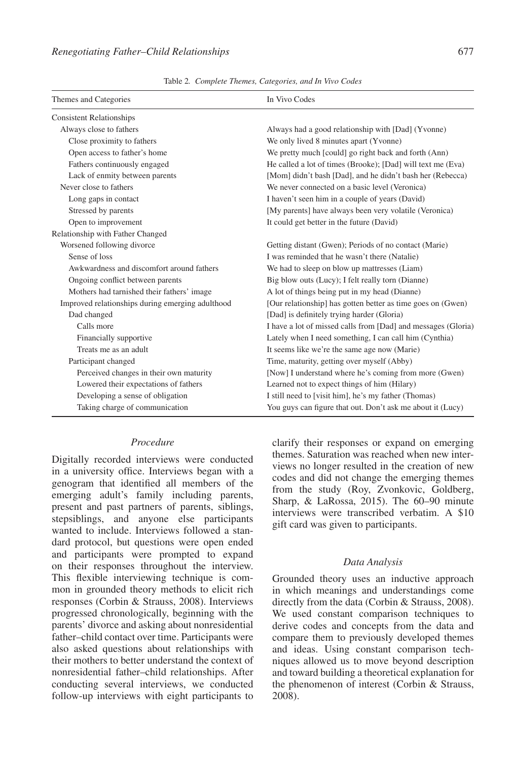Table 2. *Complete Themes, Categories, and In Vivo Codes*

| Themes and Categories | In Vivo Codes |
|---|---|
| Consistent Relationships | |
| Always close to fathers | Always had a good relationship with [Dad] (Yvonne) |
| Close proximity to fathers | We only lived 8 minutes apart (Yvonne) |
| Open access to father's home | We pretty much [could] go right back and forth (Ann) |
| Fathers continuously engaged | He called a lot of times (Brooke); [Dad] will text me (Eva) |
| Lack of enmity between parents | [Mom] didn't bash [Dad], and he didn't bash her (Rebecca) |
| Never close to fathers | We never connected on a basic level (Veronica) |
| Long gaps in contact | I haven't seen him in a couple of years (David) |
| Stressed by parents | [My parents] have always been very volatile (Veronica) |
| Open to improvement | It could get better in the future (David) |
| Relationship with Father Changed | |
| Worsened following divorce | Getting distant (Gwen); Periods of no contact (Marie) |
| Sense of loss | I was reminded that he wasn't there (Natalie) |
| Awkwardness and discomfort around fathers | We had to sleep on blow up mattresses (Liam) |
| Ongoing conflict between parents | Big blow outs (Lucy); I felt really torn (Dianne) |
| Mothers had tarnished their fathers' image | A lot of things being put in my head (Dianne) |
| Improved relationships during emerging adulthood | [Our relationship] has gotten better as time goes on (Gwen) |
| Dad changed | [Dad] is definitely trying harder (Gloria) |
| Calls more | I have a lot of missed calls from [Dad] and messages (Gloria) |
| Financially supportive | Lately when I need something, I can call him (Cynthia) |
| Treats me as an adult | It seems like we're the same age now (Marie) |
| Participant changed | Time, maturity, getting over myself (Abby) |
| Perceived changes in their own maturity | [Now] I understand where he's coming from more (Gwen) |
| Lowered their expectations of fathers | Learned not to expect things of him (Hilary) |
| Developing a sense of obligation | I still need to [visit him], he's my father (Thomas) |
| Taking charge of communication | You guys can figure that out. Don't ask me about it (Lucy) |

### *Procedure*

Digitally recorded interviews were conducted in a university office. Interviews began with a genogram that identified all members of the emerging adult's family including parents, present and past partners of parents, siblings, stepsiblings, and anyone else participants wanted to include. Interviews followed a standard protocol, but questions were open ended and participants were prompted to expand on their responses throughout the interview. This flexible interviewing technique is common in grounded theory methods to elicit rich responses (Corbin & Strauss, 2008). Interviews progressed chronologically, beginning with the parents' divorce and asking about nonresidential father–child contact over time. Participants were also asked questions about relationships with their mothers to better understand the context of nonresidential father–child relationships. After conducting several interviews, we conducted follow-up interviews with eight participants to clarify their responses or expand on emerging themes. Saturation was reached when new interviews no longer resulted in the creation of new codes and did not change the emerging themes from the study (Roy, Zvonkovic, Goldberg, Sharp, & LaRossa, 2015). The 60–90 minute interviews were transcribed verbatim. A $10 gift card was given to participants.

### *Data Analysis*

Grounded theory uses an inductive approach in which meanings and understandings come directly from the data (Corbin & Strauss, 2008). We used constant comparison techniques to derive codes and concepts from the data and compare them to previously developed themes and ideas. Using constant comparison techniques allowed us to move beyond description and toward building a theoretical explanation for the phenomenon of interest (Corbin & Strauss, 2008).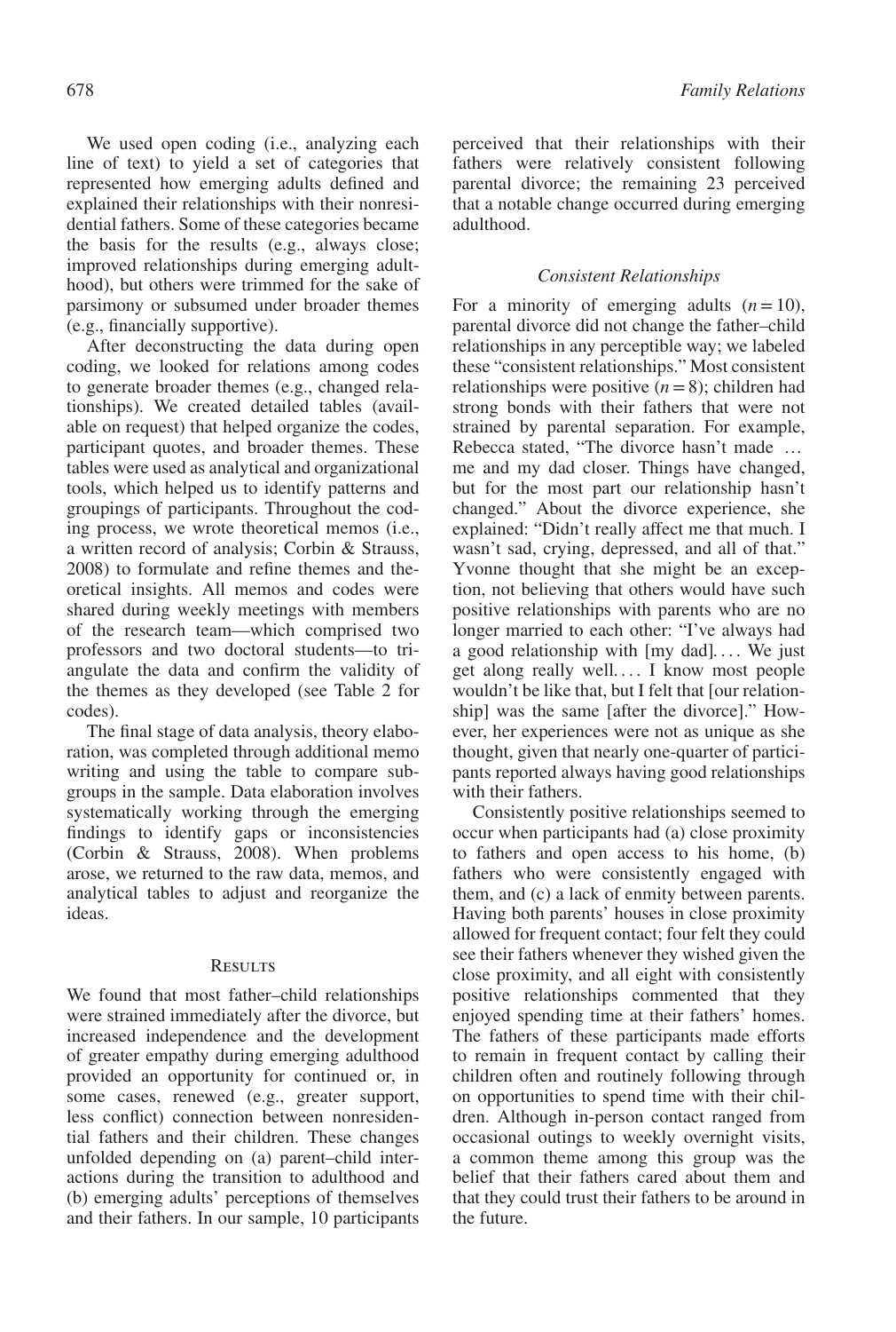We used open coding (i.e., analyzing each line of text) to yield a set of categories that represented how emerging adults defined and explained their relationships with their nonresidential fathers. Some of these categories became the basis for the results (e.g., always close; improved relationships during emerging adulthood), but others were trimmed for the sake of parsimony or subsumed under broader themes (e.g., financially supportive).

After deconstructing the data during open coding, we looked for relations among codes to generate broader themes (e.g., changed relationships). We created detailed tables (available on request) that helped organize the codes, participant quotes, and broader themes. These tables were used as analytical and organizational tools, which helped us to identify patterns and groupings of participants. Throughout the coding process, we wrote theoretical memos (i.e., a written record of analysis; Corbin & Strauss, 2008) to formulate and refine themes and theoretical insights. All memos and codes were shared during weekly meetings with members of the research team—which comprised two professors and two doctoral students—to triangulate the data and confirm the validity of the themes as they developed (see Table 2 for codes).

The final stage of data analysis, theory elaboration, was completed through additional memo writing and using the table to compare subgroups in the sample. Data elaboration involves systematically working through the emerging findings to identify gaps or inconsistencies (Corbin & Strauss, 2008). When problems arose, we returned to the raw data, memos, and analytical tables to adjust and reorganize the ideas.

## Results

We found that most father–child relationships were strained immediately after the divorce, but increased independence and the development of greater empathy during emerging adulthood provided an opportunity for continued or, in some cases, renewed (e.g., greater support, less conflict) connection between nonresidential fathers and their children. These changes unfolded depending on (a) parent–child interactions during the transition to adulthood and (b) emerging adults' perceptions of themselves and their fathers. In our sample, 10 participants perceived that their relationships with their fathers were relatively consistent following parental divorce; the remaining 23 perceived that a notable change occurred during emerging adulthood.

### *Consistent Relationships*

For a minority of emerging adults ($n = 10$), parental divorce did not change the father–child relationships in any perceptible way; we labeled these "consistent relationships." Most consistent relationships were positive ($n = 8$); children had strong bonds with their fathers that were not strained by parental separation. For example, Rebecca stated, "The divorce hasn't made … me and my dad closer. Things have changed, but for the most part our relationship hasn't changed." About the divorce experience, she explained: "Didn't really affect me that much. I wasn't sad, crying, depressed, and all of that." Yvonne thought that she might be an exception, not believing that others would have such positive relationships with parents who are no longer married to each other: "I've always had a good relationship with [my dad]. … We just get along really well. … I know most people wouldn't be like that, but I felt that [our relationship] was the same [after the divorce]." However, her experiences were not as unique as she thought, given that nearly one-quarter of participants reported always having good relationships with their fathers.

Consistently positive relationships seemed to occur when participants had (a) close proximity to fathers and open access to his home, (b) fathers who were consistently engaged with them, and (c) a lack of enmity between parents. Having both parents' houses in close proximity allowed for frequent contact; four felt they could see their fathers whenever they wished given the close proximity, and all eight with consistently positive relationships commented that they enjoyed spending time at their fathers' homes. The fathers of these participants made efforts to remain in frequent contact by calling their children often and routinely following through on opportunities to spend time with their children. Although in-person contact ranged from occasional outings to weekly overnight visits, a common theme among this group was the belief that their fathers cared about them and that they could trust their fathers to be around in the future.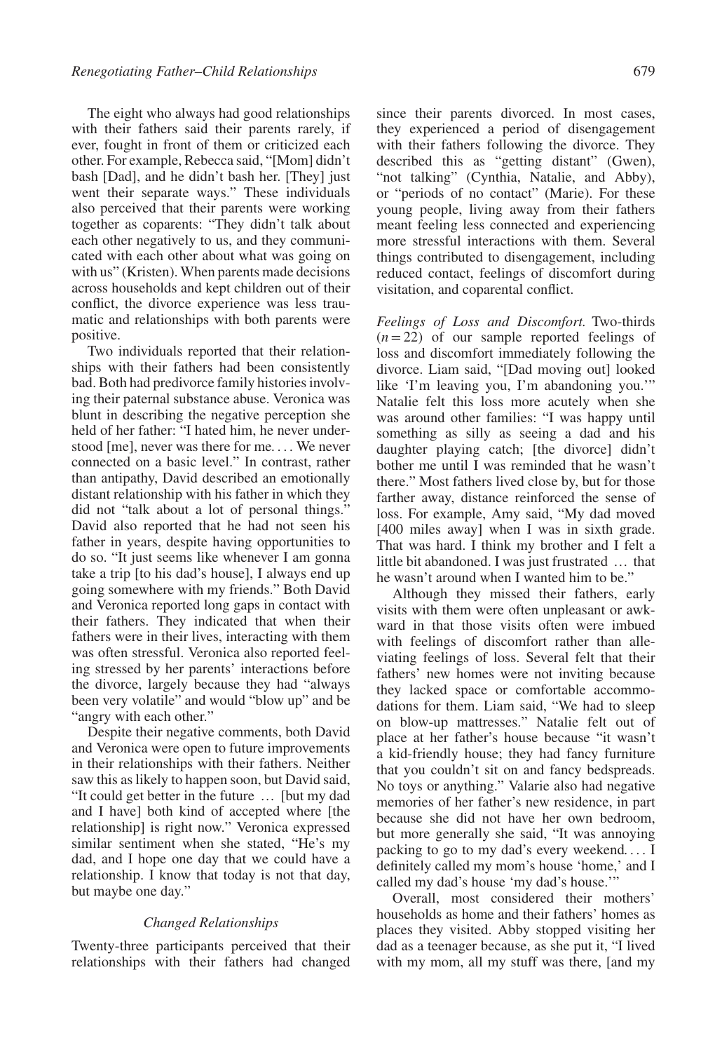The eight who always had good relationships with their fathers said their parents rarely, if ever, fought in front of them or criticized each other. For example, Rebecca said, "[Mom] didn't bash [Dad], and he didn't bash her. [They] just went their separate ways." These individuals also perceived that their parents were working together as coparents: "They didn't talk about each other negatively to us, and they communicated with each other about what was going on with us" (Kristen). When parents made decisions across households and kept children out of their conflict, the divorce experience was less traumatic and relationships with both parents were positive.

Two individuals reported that their relationships with their fathers had been consistently bad. Both had predivorce family histories involving their paternal substance abuse. Veronica was blunt in describing the negative perception she held of her father: "I hated him, he never understood [me], never was there for me. . . . We never connected on a basic level." In contrast, rather than antipathy, David described an emotionally distant relationship with his father in which they did not "talk about a lot of personal things." David also reported that he had not seen his father in years, despite having opportunities to do so. "It just seems like whenever I am gonna take a trip [to his dad's house], I always end up going somewhere with my friends." Both David and Veronica reported long gaps in contact with their fathers. They indicated that when their fathers were in their lives, interacting with them was often stressful. Veronica also reported feeling stressed by her parents' interactions before the divorce, largely because they had "always been very volatile" and would "blow up" and be "angry with each other."

Despite their negative comments, both David and Veronica were open to future improvements in their relationships with their fathers. Neither saw this as likely to happen soon, but David said, "It could get better in the future … [but my dad and I have] both kind of accepted where [the relationship] is right now." Veronica expressed similar sentiment when she stated, "He's my dad, and I hope one day that we could have a relationship. I know that today is not that day, but maybe one day."

### *Changed Relationships*

Twenty-three participants perceived that their relationships with their fathers had changed since their parents divorced. In most cases, they experienced a period of disengagement with their fathers following the divorce. They described this as "getting distant" (Gwen), "not talking" (Cynthia, Natalie, and Abby), or "periods of no contact" (Marie). For these young people, living away from their fathers meant feeling less connected and experiencing more stressful interactions with them. Several things contributed to disengagement, including reduced contact, feelings of discomfort during visitation, and coparental conflict.

*Feelings of Loss and Discomfort.* Two-thirds ($n = 22$) of our sample reported feelings of loss and discomfort immediately following the divorce. Liam said, "[Dad moving out] looked like 'I'm leaving you, I'm abandoning you.'" Natalie felt this loss more acutely when she was around other families: "I was happy until something as silly as seeing a dad and his daughter playing catch; [the divorce] didn't bother me until I was reminded that he wasn't there." Most fathers lived close by, but for those farther away, distance reinforced the sense of loss. For example, Amy said, "My dad moved [400 miles away] when I was in sixth grade. That was hard. I think my brother and I felt a little bit abandoned. I was just frustrated … that he wasn't around when I wanted him to be."

Although they missed their fathers, early visits with them were often unpleasant or awkward in that those visits often were imbued with feelings of discomfort rather than alleviating feelings of loss. Several felt that their fathers' new homes were not inviting because they lacked space or comfortable accommodations for them. Liam said, "We had to sleep on blow-up mattresses." Natalie felt out of place at her father's house because "it wasn't a kid-friendly house; they had fancy furniture that you couldn't sit on and fancy bedspreads. No toys or anything." Valarie also had negative memories of her father's new residence, in part because she did not have her own bedroom, but more generally she said, "It was annoying packing to go to my dad's every weekend. . . . I definitely called my mom's house 'home,' and I called my dad's house 'my dad's house.'"

Overall, most considered their mothers' households as home and their fathers' homes as places they visited. Abby stopped visiting her dad as a teenager because, as she put it, "I lived with my mom, all my stuff was there, [and my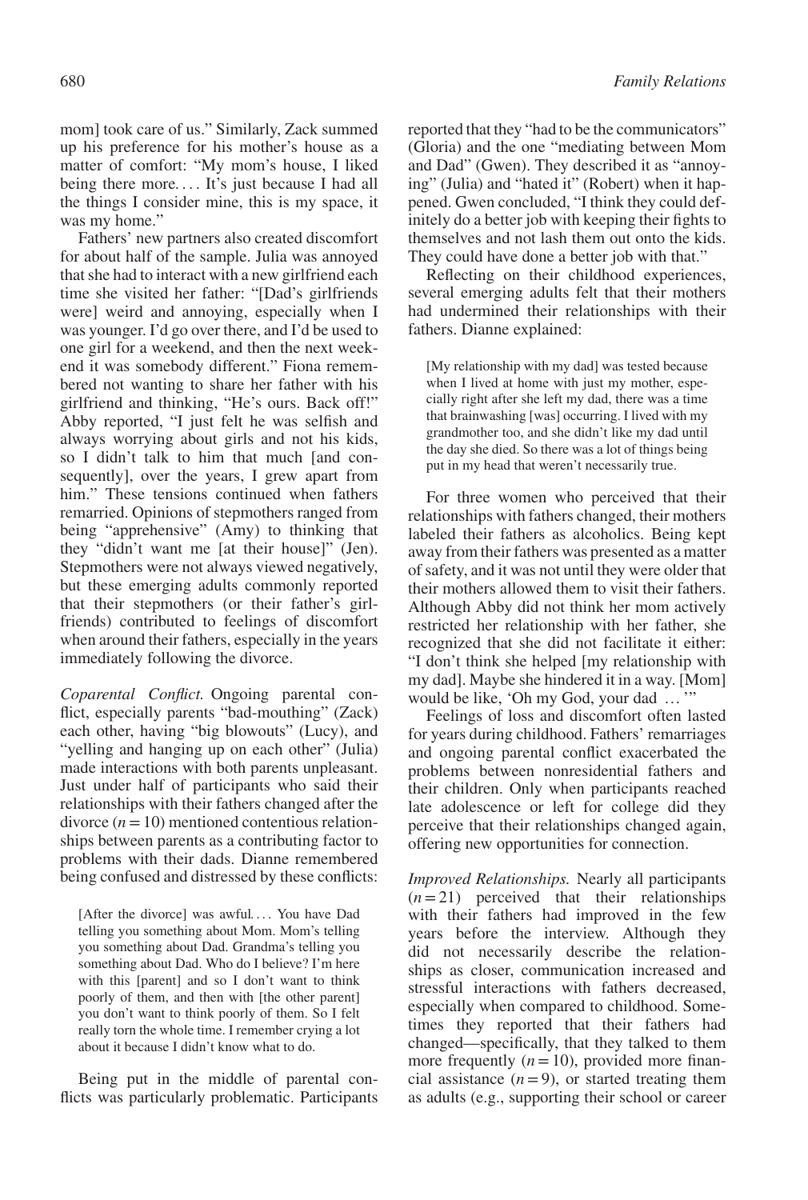mom] took care of us." Similarly, Zack summed up his preference for his mother's house as a matter of comfort: "My mom's house, I liked being there more.... It's just because I had all the things I consider mine, this is my space, it was my home."

Fathers' new partners also created discomfort for about half of the sample. Julia was annoyed that she had to interact with a new girlfriend each time she visited her father: "[Dad's girlfriends were] weird and annoying, especially when I was younger. I'd go over there, and I'd be used to one girl for a weekend, and then the next weekend it was somebody different." Fiona remembered not wanting to share her father with his girlfriend and thinking, "He's ours. Back off!" Abby reported, "I just felt he was selfish and always worrying about girls and not his kids, so I didn't talk to him that much [and consequently], over the years, I grew apart from him." These tensions continued when fathers remarried. Opinions of stepmothers ranged from being "apprehensive" (Amy) to thinking that they "didn't want me [at their house]" (Jen). Stepmothers were not always viewed negatively, but these emerging adults commonly reported that their stepmothers (or their father's girlfriends) contributed to feelings of discomfort when around their fathers, especially in the years immediately following the divorce.

*Coparental Conflict.* Ongoing parental conflict, especially parents "bad-mouthing" (Zack) each other, having "big blowouts" (Lucy), and "yelling and hanging up on each other" (Julia) made interactions with both parents unpleasant. Just under half of participants who said their relationships with their fathers changed after the divorce ($n = 10$) mentioned contentious relationships between parents as a contributing factor to problems with their dads. Dianne remembered being confused and distressed by these conflicts:

> [After the divorce] was awful.... You have Dad telling you something about Mom. Mom's telling you something about Dad. Grandma's telling you something about Dad. Who do I believe? I'm here with this [parent] and so I don't want to think poorly of them, and then with [the other parent] you don't want to think poorly of them. So I felt really torn the whole time. I remember crying a lot about it because I didn't know what to do.

Being put in the middle of parental conflicts was particularly problematic. Participants reported that they "had to be the communicators" (Gloria) and the one "mediating between Mom and Dad" (Gwen). They described it as "annoying" (Julia) and "hated it" (Robert) when it happened. Gwen concluded, "I think they could definitely do a better job with keeping their fights to themselves and not lash them out onto the kids. They could have done a better job with that."

Reflecting on their childhood experiences, several emerging adults felt that their mothers had undermined their relationships with their fathers. Dianne explained:

> [My relationship with my dad] was tested because when I lived at home with just my mother, especially right after she left my dad, there was a time that brainwashing [was] occurring. I lived with my grandmother too, and she didn't like my dad until the day she died. So there was a lot of things being put in my head that weren't necessarily true.

For three women who perceived that their relationships with fathers changed, their mothers labeled their fathers as alcoholics. Being kept away from their fathers was presented as a matter of safety, and it was not until they were older that their mothers allowed them to visit their fathers. Although Abby did not think her mom actively restricted her relationship with her father, she recognized that she did not facilitate it either: "I don't think she helped [my relationship with my dad]. Maybe she hindered it in a way. [Mom] would be like, 'Oh my God, your dad ... '"

Feelings of loss and discomfort often lasted for years during childhood. Fathers' remarriages and ongoing parental conflict exacerbated the problems between nonresidential fathers and their children. Only when participants reached late adolescence or left for college did they perceive that their relationships changed again, offering new opportunities for connection.

*Improved Relationships.* Nearly all participants ($n = 21$) perceived that their relationships with their fathers had improved in the few years before the interview. Although they did not necessarily describe the relationships as closer, communication increased and stressful interactions with fathers decreased, especially when compared to childhood. Sometimes they reported that their fathers had changed—specifically, that they talked to them more frequently ($n = 10$), provided more financial assistance ($n = 9$), or started treating them as adults (e.g., supporting their school or career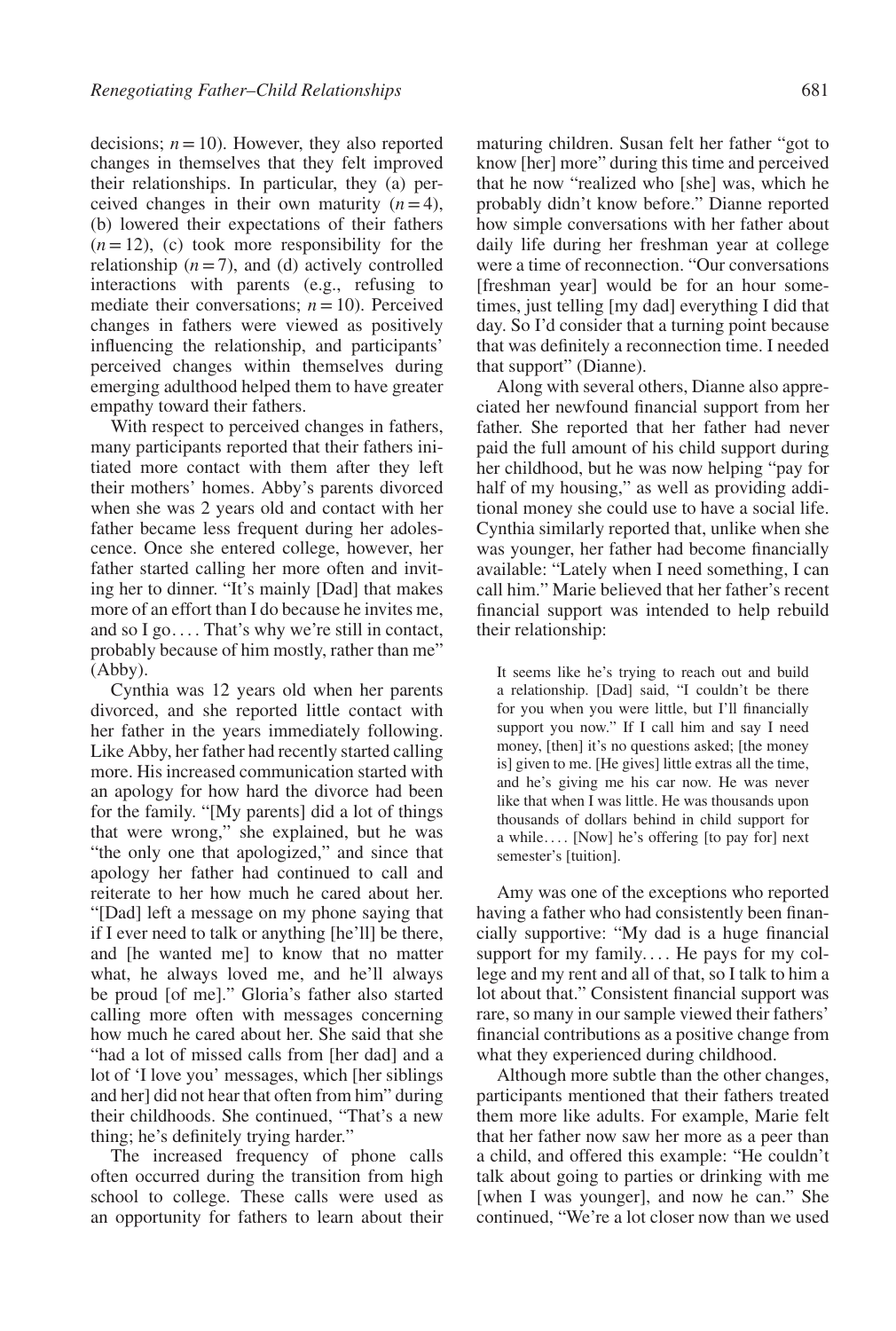decisions; $n = 10$). However, they also reported changes in themselves that they felt improved their relationships. In particular, they (a) perceived changes in their own maturity ($n = 4$), (b) lowered their expectations of their fathers ($n = 12$), (c) took more responsibility for the relationship ($n = 7$), and (d) actively controlled interactions with parents (e.g., refusing to mediate their conversations; $n = 10$). Perceived changes in fathers were viewed as positively influencing the relationship, and participants' perceived changes within themselves during emerging adulthood helped them to have greater empathy toward their fathers.

With respect to perceived changes in fathers, many participants reported that their fathers initiated more contact with them after they left their mothers' homes. Abby's parents divorced when she was 2 years old and contact with her father became less frequent during her adolescence. Once she entered college, however, her father started calling her more often and inviting her to dinner. "It's mainly [Dad] that makes more of an effort than I do because he invites me, and so I go.... That's why we're still in contact, probably because of him mostly, rather than me" (Abby).

Cynthia was 12 years old when her parents divorced, and she reported little contact with her father in the years immediately following. Like Abby, her father had recently started calling more. His increased communication started with an apology for how hard the divorce had been for the family. "[My parents] did a lot of things that were wrong," she explained, but he was "the only one that apologized," and since that apology her father had continued to call and reiterate to her how much he cared about her. "[Dad] left a message on my phone saying that if I ever need to talk or anything [he'll] be there, and [he wanted me] to know that no matter what, he always loved me, and he'll always be proud [of me]." Gloria's father also started calling more often with messages concerning how much he cared about her. She said that she "had a lot of missed calls from [her dad] and a lot of 'I love you' messages, which [her siblings and her] did not hear that often from him" during their childhoods. She continued, "That's a new thing; he's definitely trying harder."

The increased frequency of phone calls often occurred during the transition from high school to college. These calls were used as an opportunity for fathers to learn about their maturing children. Susan felt her father "got to know [her] more" during this time and perceived that he now "realized who [she] was, which he probably didn't know before." Dianne reported how simple conversations with her father about daily life during her freshman year at college were a time of reconnection. "Our conversations [freshman year] would be for an hour sometimes, just telling [my dad] everything I did that day. So I'd consider that a turning point because that was definitely a reconnection time. I needed that support" (Dianne).

Along with several others, Dianne also appreciated her newfound financial support from her father. She reported that her father had never paid the full amount of his child support during her childhood, but he was now helping "pay for half of my housing," as well as providing additional money she could use to have a social life. Cynthia similarly reported that, unlike when she was younger, her father had become financially available: "Lately when I need something, I can call him." Marie believed that her father's recent financial support was intended to help rebuild their relationship:

> It seems like he's trying to reach out and build a relationship. [Dad] said, "I couldn't be there for you when you were little, but I'll financially support you now." If I call him and say I need money, [then] it's no questions asked; [the money is] given to me. [He gives] little extras all the time, and he's giving me his car now. He was never like that when I was little. He was thousands upon thousands of dollars behind in child support for a while.... [Now] he's offering [to pay for] next semester's [tuition].

Amy was one of the exceptions who reported having a father who had consistently been financially supportive: "My dad is a huge financial support for my family.... He pays for my college and my rent and all of that, so I talk to him a lot about that." Consistent financial support was rare, so many in our sample viewed their fathers' financial contributions as a positive change from what they experienced during childhood.

Although more subtle than the other changes, participants mentioned that their fathers treated them more like adults. For example, Marie felt that her father now saw her more as a peer than a child, and offered this example: "He couldn't talk about going to parties or drinking with me [when I was younger], and now he can." She continued, "We're a lot closer now than we used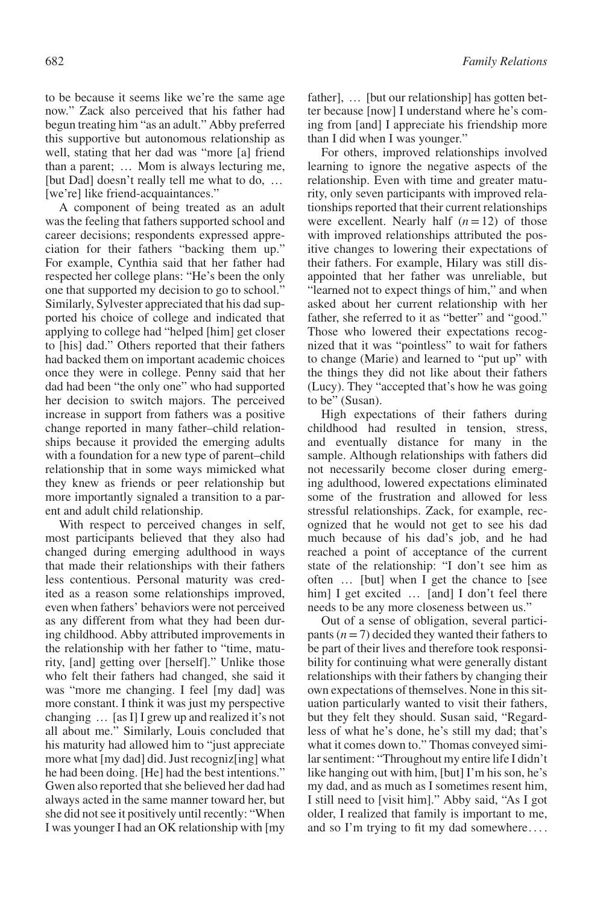to be because it seems like we're the same age now." Zack also perceived that his father had begun treating him "as an adult." Abby preferred this supportive but autonomous relationship as well, stating that her dad was "more [a] friend than a parent; … Mom is always lecturing me, [but Dad] doesn't really tell me what to do, … [we're] like friend-acquaintances."

A component of being treated as an adult was the feeling that fathers supported school and career decisions; respondents expressed appreciation for their fathers "backing them up." For example, Cynthia said that her father had respected her college plans: "He's been the only one that supported my decision to go to school." Similarly, Sylvester appreciated that his dad supported his choice of college and indicated that applying to college had "helped [him] get closer to [his] dad." Others reported that their fathers had backed them on important academic choices once they were in college. Penny said that her dad had been "the only one" who had supported her decision to switch majors. The perceived increase in support from fathers was a positive change reported in many father–child relationships because it provided the emerging adults with a foundation for a new type of parent–child relationship that in some ways mimicked what they knew as friends or peer relationship but more importantly signaled a transition to a parent and adult child relationship.

With respect to perceived changes in self, most participants believed that they also had changed during emerging adulthood in ways that made their relationships with their fathers less contentious. Personal maturity was credited as a reason some relationships improved, even when fathers' behaviors were not perceived as any different from what they had been during childhood. Abby attributed improvements in the relationship with her father to "time, maturity, [and] getting over [herself]." Unlike those who felt their fathers had changed, she said it was "more me changing. I feel [my dad] was more constant. I think it was just my perspective changing … [as I] I grew up and realized it's not all about me." Similarly, Louis concluded that his maturity had allowed him to "just appreciate more what [my dad] did. Just recogniz[ing] what he had been doing. [He] had the best intentions." Gwen also reported that she believed her dad had always acted in the same manner toward her, but she did not see it positively until recently: "When I was younger I had an OK relationship with [my father], … [but our relationship] has gotten better because [now] I understand where he's coming from [and] I appreciate his friendship more than I did when I was younger."

For others, improved relationships involved learning to ignore the negative aspects of the relationship. Even with time and greater maturity, only seven participants with improved relationships reported that their current relationships were excellent. Nearly half ($n = 12$) of those with improved relationships attributed the positive changes to lowering their expectations of their fathers. For example, Hilary was still disappointed that her father was unreliable, but "learned not to expect things of him," and when asked about her current relationship with her father, she referred to it as "better" and "good." Those who lowered their expectations recognized that it was "pointless" to wait for fathers to change (Marie) and learned to "put up" with the things they did not like about their fathers (Lucy). They "accepted that's how he was going to be" (Susan).

High expectations of their fathers during childhood had resulted in tension, stress, and eventually distance for many in the sample. Although relationships with fathers did not necessarily become closer during emerging adulthood, lowered expectations eliminated some of the frustration and allowed for less stressful relationships. Zack, for example, recognized that he would not get to see his dad much because of his dad's job, and he had reached a point of acceptance of the current state of the relationship: "I don't see him as often … [but] when I get the chance to [see him] I get excited … [and] I don't feel there needs to be any more closeness between us."

Out of a sense of obligation, several participants ($n = 7$) decided they wanted their fathers to be part of their lives and therefore took responsibility for continuing what were generally distant relationships with their fathers by changing their own expectations of themselves. None in this situation particularly wanted to visit their fathers, but they felt they should. Susan said, "Regardless of what he's done, he's still my dad; that's what it comes down to." Thomas conveyed similar sentiment: "Throughout my entire life I didn't like hanging out with him, [but] I'm his son, he's my dad, and as much as I sometimes resent him, I still need to [visit him]." Abby said, "As I got older, I realized that family is important to me, and so I'm trying to fit my dad somewhere….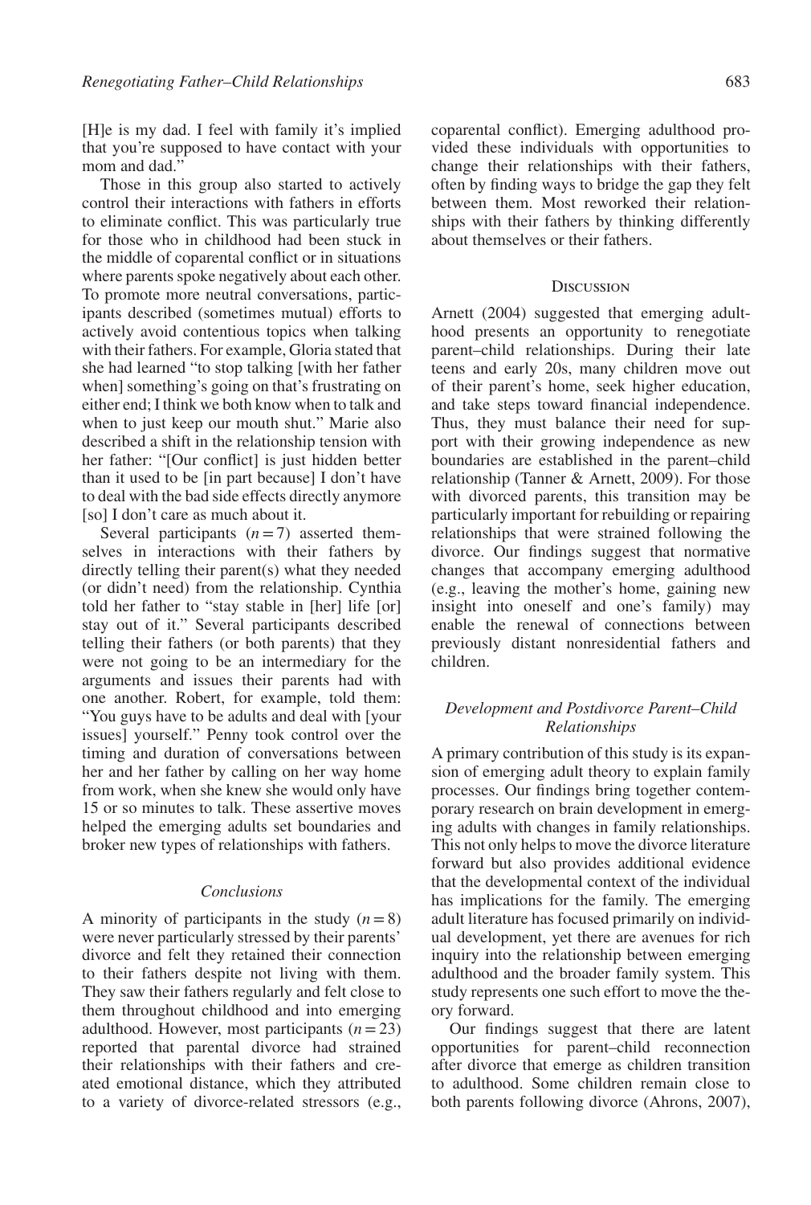[H]e is my dad. I feel with family it's implied that you're supposed to have contact with your mom and dad."

Those in this group also started to actively control their interactions with fathers in efforts to eliminate conflict. This was particularly true for those who in childhood had been stuck in the middle of coparental conflict or in situations where parents spoke negatively about each other. To promote more neutral conversations, participants described (sometimes mutual) efforts to actively avoid contentious topics when talking with their fathers. For example, Gloria stated that she had learned "to stop talking [with her father when] something's going on that's frustrating on either end; I think we both know when to talk and when to just keep our mouth shut." Marie also described a shift in the relationship tension with her father: "[Our conflict] is just hidden better than it used to be [in part because] I don't have to deal with the bad side effects directly anymore [so] I don't care as much about it.

Several participants ($n = 7$) asserted themselves in interactions with their fathers by directly telling their parent(s) what they needed (or didn't need) from the relationship. Cynthia told her father to "stay stable in [her] life [or] stay out of it." Several participants described telling their fathers (or both parents) that they were not going to be an intermediary for the arguments and issues their parents had with one another. Robert, for example, told them: "You guys have to be adults and deal with [your issues] yourself." Penny took control over the timing and duration of conversations between her and her father by calling on her way home from work, when she knew she would only have 15 or so minutes to talk. These assertive moves helped the emerging adults set boundaries and broker new types of relationships with fathers.

### *Conclusions*

A minority of participants in the study ($n = 8$) were never particularly stressed by their parents' divorce and felt they retained their connection to their fathers despite not living with them. They saw their fathers regularly and felt close to them throughout childhood and into emerging adulthood. However, most participants ($n = 23$) reported that parental divorce had strained their relationships with their fathers and created emotional distance, which they attributed to a variety of divorce-related stressors (e.g., coparental conflict). Emerging adulthood provided these individuals with opportunities to change their relationships with their fathers, often by finding ways to bridge the gap they felt between them. Most reworked their relationships with their fathers by thinking differently about themselves or their fathers.

## Discussion

Arnett (2004) suggested that emerging adulthood presents an opportunity to renegotiate parent–child relationships. During their late teens and early 20s, many children move out of their parent's home, seek higher education, and take steps toward financial independence. Thus, they must balance their need for support with their growing independence as new boundaries are established in the parent–child relationship (Tanner & Arnett, 2009). For those with divorced parents, this transition may be particularly important for rebuilding or repairing relationships that were strained following the divorce. Our findings suggest that normative changes that accompany emerging adulthood (e.g., leaving the mother's home, gaining new insight into oneself and one's family) may enable the renewal of connections between previously distant nonresidential fathers and children.

### *Development and Postdivorce Parent–Child Relationships*

A primary contribution of this study is its expansion of emerging adult theory to explain family processes. Our findings bring together contemporary research on brain development in emerging adults with changes in family relationships. This not only helps to move the divorce literature forward but also provides additional evidence that the developmental context of the individual has implications for the family. The emerging adult literature has focused primarily on individual development, yet there are avenues for rich inquiry into the relationship between emerging adulthood and the broader family system. This study represents one such effort to move the theory forward.

Our findings suggest that there are latent opportunities for parent–child reconnection after divorce that emerge as children transition to adulthood. Some children remain close to both parents following divorce (Ahrons, 2007),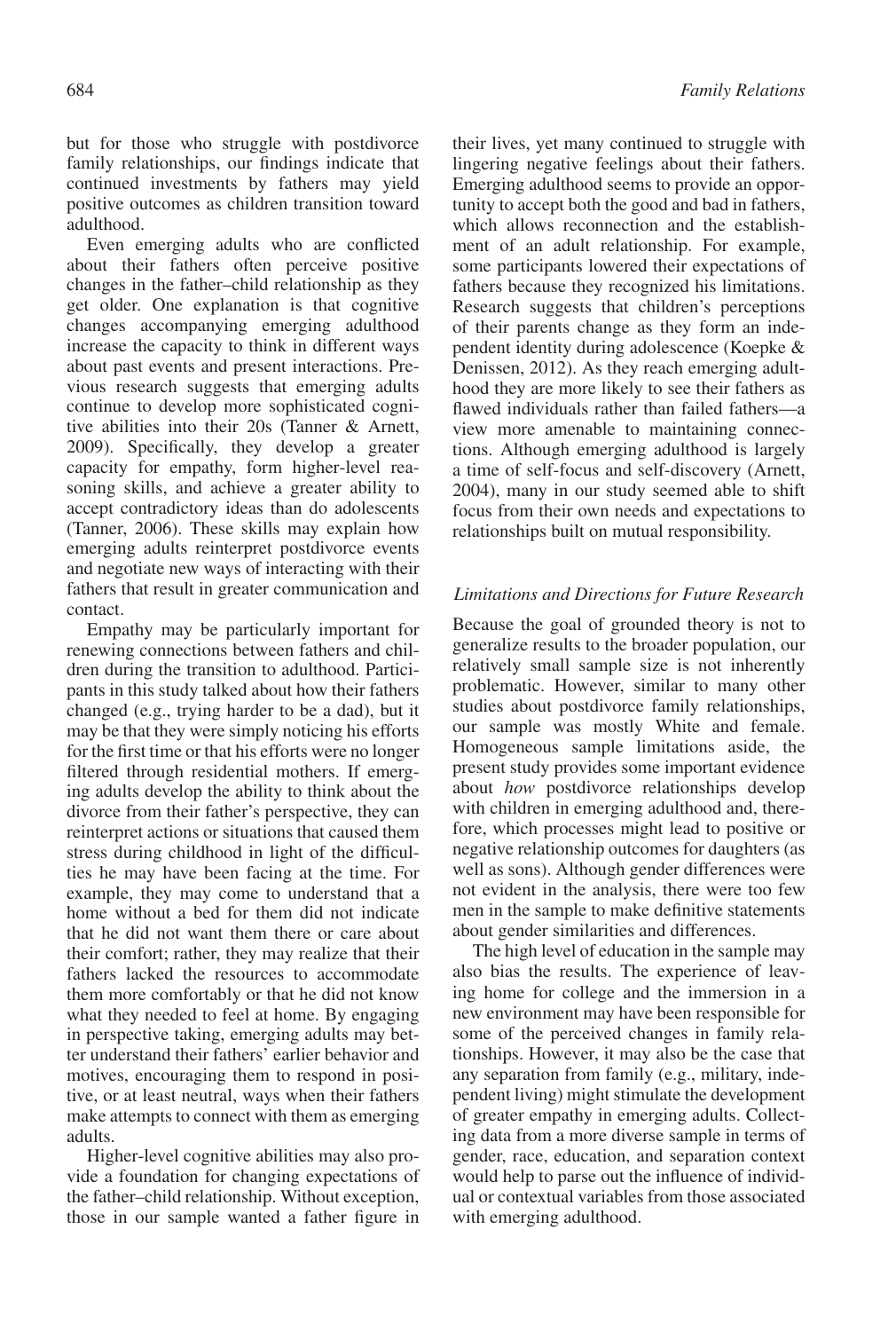but for those who struggle with postdivorce family relationships, our findings indicate that continued investments by fathers may yield positive outcomes as children transition toward adulthood.

Even emerging adults who are conflicted about their fathers often perceive positive changes in the father–child relationship as they get older. One explanation is that cognitive changes accompanying emerging adulthood increase the capacity to think in different ways about past events and present interactions. Previous research suggests that emerging adults continue to develop more sophisticated cognitive abilities into their 20s (Tanner & Arnett, 2009). Specifically, they develop a greater capacity for empathy, form higher-level reasoning skills, and achieve a greater ability to accept contradictory ideas than do adolescents (Tanner, 2006). These skills may explain how emerging adults reinterpret postdivorce events and negotiate new ways of interacting with their fathers that result in greater communication and contact.

Empathy may be particularly important for renewing connections between fathers and children during the transition to adulthood. Participants in this study talked about how their fathers changed (e.g., trying harder to be a dad), but it may be that they were simply noticing his efforts for the first time or that his efforts were no longer filtered through residential mothers. If emerging adults develop the ability to think about the divorce from their father's perspective, they can reinterpret actions or situations that caused them stress during childhood in light of the difficulties he may have been facing at the time. For example, they may come to understand that a home without a bed for them did not indicate that he did not want them there or care about their comfort; rather, they may realize that their fathers lacked the resources to accommodate them more comfortably or that he did not know what they needed to feel at home. By engaging in perspective taking, emerging adults may better understand their fathers' earlier behavior and motives, encouraging them to respond in positive, or at least neutral, ways when their fathers make attempts to connect with them as emerging adults.

Higher-level cognitive abilities may also provide a foundation for changing expectations of the father–child relationship. Without exception, those in our sample wanted a father figure in their lives, yet many continued to struggle with lingering negative feelings about their fathers. Emerging adulthood seems to provide an opportunity to accept both the good and bad in fathers, which allows reconnection and the establishment of an adult relationship. For example, some participants lowered their expectations of fathers because they recognized his limitations. Research suggests that children's perceptions of their parents change as they form an independent identity during adolescence (Koepke & Denissen, 2012). As they reach emerging adulthood they are more likely to see their fathers as flawed individuals rather than failed fathers—a view more amenable to maintaining connections. Although emerging adulthood is largely a time of self-focus and self-discovery (Arnett, 2004), many in our study seemed able to shift focus from their own needs and expectations to relationships built on mutual responsibility.

### *Limitations and Directions for Future Research*

Because the goal of grounded theory is not to generalize results to the broader population, our relatively small sample size is not inherently problematic. However, similar to many other studies about postdivorce family relationships, our sample was mostly White and female. Homogeneous sample limitations aside, the present study provides some important evidence about *how* postdivorce relationships develop with children in emerging adulthood and, therefore, which processes might lead to positive or negative relationship outcomes for daughters (as well as sons). Although gender differences were not evident in the analysis, there were too few men in the sample to make definitive statements about gender similarities and differences.

The high level of education in the sample may also bias the results. The experience of leaving home for college and the immersion in a new environment may have been responsible for some of the perceived changes in family relationships. However, it may also be the case that any separation from family (e.g., military, independent living) might stimulate the development of greater empathy in emerging adults. Collecting data from a more diverse sample in terms of gender, race, education, and separation context would help to parse out the influence of individual or contextual variables from those associated with emerging adulthood.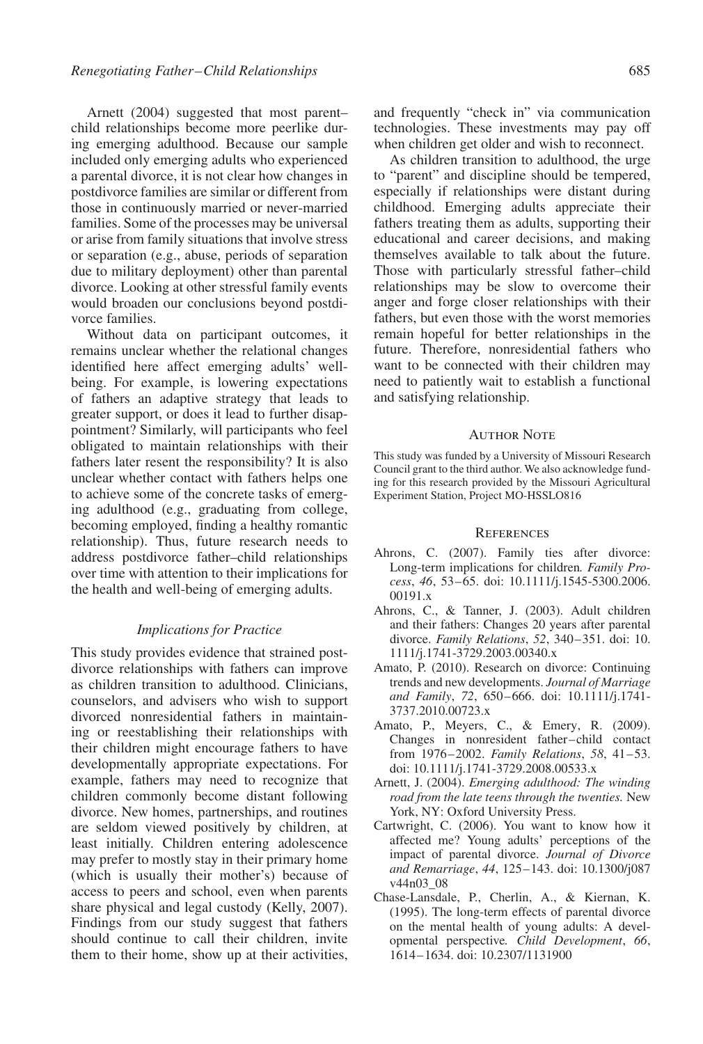Arnett (2004) suggested that most parent–child relationships become more peerlike during emerging adulthood. Because our sample included only emerging adults who experienced a parental divorce, it is not clear how changes in postdivorce families are similar or different from those in continuously married or never-married families. Some of the processes may be universal or arise from family situations that involve stress or separation (e.g., abuse, periods of separation due to military deployment) other than parental divorce. Looking at other stressful family events would broaden our conclusions beyond postdivorce families.

Without data on participant outcomes, it remains unclear whether the relational changes identified here affect emerging adults' well-being. For example, is lowering expectations of fathers an adaptive strategy that leads to greater support, or does it lead to further disappointment? Similarly, will participants who feel obligated to maintain relationships with their fathers later resent the responsibility? It is also unclear whether contact with fathers helps one to achieve some of the concrete tasks of emerging adulthood (e.g., graduating from college, becoming employed, finding a healthy romantic relationship). Thus, future research needs to address postdivorce father–child relationships over time with attention to their implications for the health and well-being of emerging adults.

### *Implications for Practice*

This study provides evidence that strained postdivorce relationships with fathers can improve as children transition to adulthood. Clinicians, counselors, and advisers who wish to support divorced nonresidential fathers in maintaining or reestablishing their relationships with their children might encourage fathers to have developmentally appropriate expectations. For example, fathers may need to recognize that children commonly become distant following divorce. New homes, partnerships, and routines are seldom viewed positively by children, at least initially. Children entering adolescence may prefer to mostly stay in their primary home (which is usually their mother's) because of access to peers and school, even when parents share physical and legal custody (Kelly, 2007). Findings from our study suggest that fathers should continue to call their children, invite them to their home, show up at their activities, and frequently "check in" via communication technologies. These investments may pay off when children get older and wish to reconnect.

As children transition to adulthood, the urge to "parent" and discipline should be tempered, especially if relationships were distant during childhood. Emerging adults appreciate their fathers treating them as adults, supporting their educational and career decisions, and making themselves available to talk about the future. Those with particularly stressful father–child relationships may be slow to overcome their anger and forge closer relationships with their fathers, but even those with the worst memories remain hopeful for better relationships in the future. Therefore, nonresidential fathers who want to be connected with their children may need to patiently wait to establish a functional and satisfying relationship.

## Author Note

This study was funded by a University of Missouri Research Council grant to the third author. We also acknowledge funding for this research provided by the Missouri Agricultural Experiment Station, Project MO-HSSLO816

## References

Ahrons, C. (2007). Family ties after divorce: Long-term implications for children. *Family Process*, *46*, 53–65. doi: 10.1111/j.1545-5300.2006.00191.x

Ahrons, C., & Tanner, J. (2003). Adult children and their fathers: Changes 20 years after parental divorce. *Family Relations*, *52*, 340–351. doi: 10.1111/j.1741-3729.2003.00340.x

Amato, P. (2010). Research on divorce: Continuing trends and new developments. *Journal of Marriage and Family*, *72*, 650–666. doi: 10.1111/j.1741-3737.2010.00723.x

Amato, P., Meyers, C., & Emery, R. (2009). Changes in nonresident father–child contact from 1976–2002. *Family Relations*, *58*, 41–53. doi: 10.1111/j.1741-3729.2008.00533.x

Arnett, J. (2004). *Emerging adulthood: The winding road from the late teens through the twenties.* New York, NY: Oxford University Press.

Cartwright, C. (2006). You want to know how it affected me? Young adults' perceptions of the impact of parental divorce. *Journal of Divorce and Remarriage*, *44*, 125–143. doi: 10.1300/j087v44n03_08

Chase-Lansdale, P., Cherlin, A., & Kiernan, K. (1995). The long-term effects of parental divorce on the mental health of young adults: A developmental perspective. *Child Development*, *66*, 1614–1634. doi: 10.2307/1131900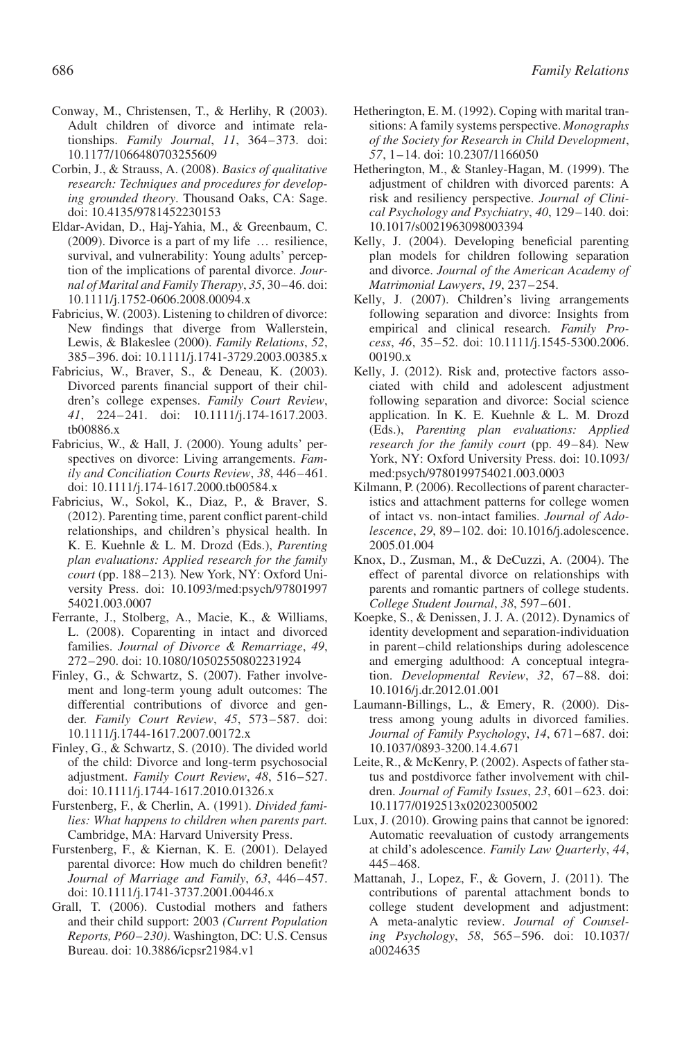Conway, M., Christensen, T., & Herlihy, R (2003). Adult children of divorce and intimate relationships. *Family Journal*, *11*, 364–373. doi: 10.1177/1066480703255609

Corbin, J., & Strauss, A. (2008). *Basics of qualitative research: Techniques and procedures for developing grounded theory*. Thousand Oaks, CA: Sage. doi: 10.4135/9781452230153

Eldar-Avidan, D., Haj-Yahia, M., & Greenbaum, C. (2009). Divorce is a part of my life … resilience, survival, and vulnerability: Young adults' perception of the implications of parental divorce. *Journal of Marital and Family Therapy*, *35*, 30–46. doi: 10.1111/j.1752-0606.2008.00094.x

Fabricius, W. (2003). Listening to children of divorce: New findings that diverge from Wallerstein, Lewis, & Blakeslee (2000). *Family Relations*, *52*, 385–396. doi: 10.1111/j.1741-3729.2003.00385.x

Fabricius, W., Braver, S., & Deneau, K. (2003). Divorced parents financial support of their children's college expenses. *Family Court Review*, *41*, 224–241. doi: 10.1111/j.174-1617.2003.tb00886.x

Fabricius, W., & Hall, J. (2000). Young adults' perspectives on divorce: Living arrangements. *Family and Conciliation Courts Review*, *38*, 446–461. doi: 10.1111/j.174-1617.2000.tb00584.x

Fabricius, W., Sokol, K., Diaz, P., & Braver, S. (2012). Parenting time, parent conflict parent-child relationships, and children's physical health. In K. E. Kuehnle & L. M. Drozd (Eds.), *Parenting plan evaluations: Applied research for the family court* (pp. 188–213). New York, NY: Oxford University Press. doi: 10.1093/med:psych/9780199754021.003.0007

Ferrante, J., Stolberg, A., Macie, K., & Williams, L. (2008). Coparenting in intact and divorced families. *Journal of Divorce & Remarriage*, *49*, 272–290. doi: 10.1080/10502550802231924

Finley, G., & Schwartz, S. (2007). Father involvement and long-term young adult outcomes: The differential contributions of divorce and gender. *Family Court Review*, *45*, 573–587. doi: 10.1111/j.1744-1617.2007.00172.x

Finley, G., & Schwartz, S. (2010). The divided world of the child: Divorce and long-term psychosocial adjustment. *Family Court Review*, *48*, 516–527. doi: 10.1111/j.1744-1617.2010.01326.x

Furstenberg, F., & Cherlin, A. (1991). *Divided families: What happens to children when parents part.* Cambridge, MA: Harvard University Press.

Furstenberg, F., & Kiernan, K. E. (2001). Delayed parental divorce: How much do children benefit? *Journal of Marriage and Family*, *63*, 446–457. doi: 10.1111/j.1741-3737.2001.00446.x

Grall, T. (2006). Custodial mothers and fathers and their child support: 2003 *(Current Population Reports, P60–230)*. Washington, DC: U.S. Census Bureau. doi: 10.3886/icpsr21984.v1

Hetherington, E. M. (1992). Coping with marital transitions: A family systems perspective. *Monographs of the Society for Research in Child Development*, *57*, 1–14. doi: 10.2307/1166050

Hetherington, M., & Stanley-Hagan, M. (1999). The adjustment of children with divorced parents: A risk and resiliency perspective. *Journal of Clinical Psychology and Psychiatry*, *40*, 129–140. doi: 10.1017/s0021963098003394

Kelly, J. (2004). Developing beneficial parenting plan models for children following separation and divorce. *Journal of the American Academy of Matrimonial Lawyers*, *19*, 237–254.

Kelly, J. (2007). Children's living arrangements following separation and divorce: Insights from empirical and clinical research. *Family Process*, *46*, 35–52. doi: 10.1111/j.1545-5300.2006.00190.x

Kelly, J. (2012). Risk and, protective factors associated with child and adolescent adjustment following separation and divorce: Social science application. In K. E. Kuehnle & L. M. Drozd (Eds.), *Parenting plan evaluations: Applied research for the family court* (pp. 49–84). New York, NY: Oxford University Press. doi: 10.1093/med:psych/9780199754021.003.0003

Kilmann, P. (2006). Recollections of parent characteristics and attachment patterns for college women of intact vs. non-intact families. *Journal of Adolescence*, *29*, 89–102. doi: 10.1016/j.adolescence.2005.01.004

Knox, D., Zusman, M., & DeCuzzi, A. (2004). The effect of parental divorce on relationships with parents and romantic partners of college students. *College Student Journal*, *38*, 597–601.

Koepke, S., & Denissen, J. J. A. (2012). Dynamics of identity development and separation-individuation in parent–child relationships during adolescence and emerging adulthood: A conceptual integration. *Developmental Review*, *32*, 67–88. doi: 10.1016/j.dr.2012.01.001

Laumann-Billings, L., & Emery, R. (2000). Distress among young adults in divorced families. *Journal of Family Psychology*, *14*, 671–687. doi: 10.1037/0893-3200.14.4.671

Leite, R., & McKenry, P. (2002). Aspects of father status and postdivorce father involvement with children. *Journal of Family Issues*, *23*, 601–623. doi: 10.1177/0192513x02023005002

Lux, J. (2010). Growing pains that cannot be ignored: Automatic reevaluation of custody arrangements at child's adolescence. *Family Law Quarterly*, *44*, 445–468.

Mattanah, J., Lopez, F., & Govern, J. (2011). The contributions of parental attachment bonds to college student development and adjustment: A meta-analytic review. *Journal of Counseling Psychology*, *58*, 565–596. doi: 10.1037/a0024635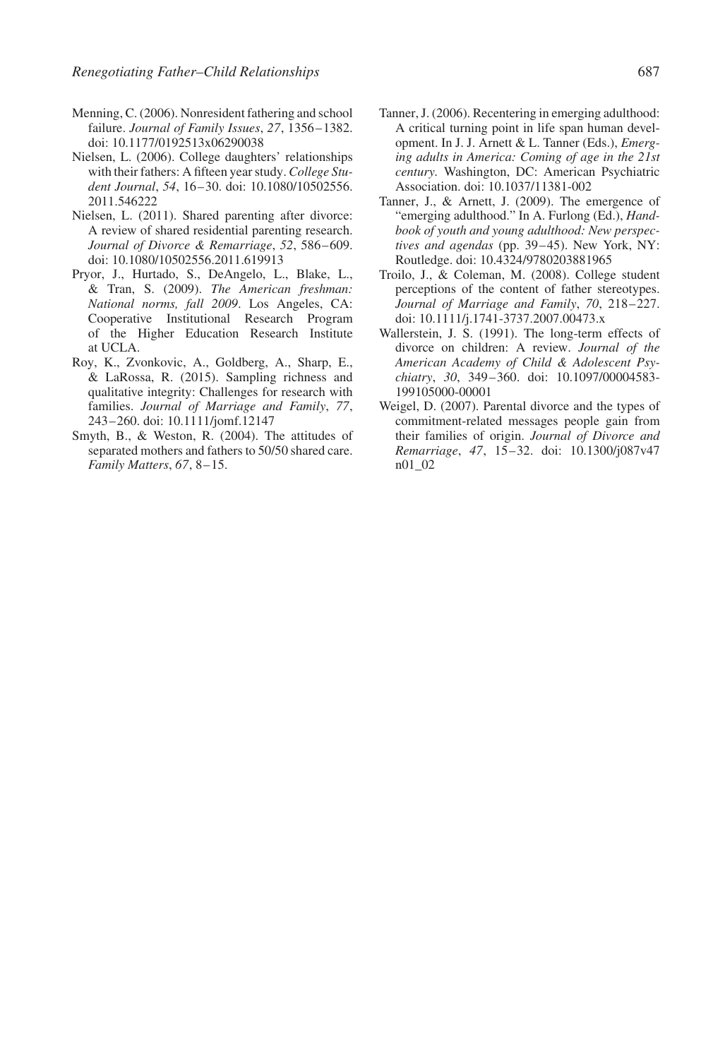Menning, C. (2006). Nonresident fathering and school failure. *Journal of Family Issues*, *27*, 1356–1382. doi: 10.1177/0192513x06290038

Nielsen, L. (2006). College daughters' relationships with their fathers: A fifteen year study. *College Student Journal*, *54*, 16–30. doi: 10.1080/10502556.2011.546222

Nielsen, L. (2011). Shared parenting after divorce: A review of shared residential parenting research. *Journal of Divorce & Remarriage*, *52*, 586–609. doi: 10.1080/10502556.2011.619913

Pryor, J., Hurtado, S., DeAngelo, L., Blake, L., & Tran, S. (2009). *The American freshman: National norms, fall 2009*. Los Angeles, CA: Cooperative Institutional Research Program of the Higher Education Research Institute at UCLA.

Roy, K., Zvonkovic, A., Goldberg, A., Sharp, E., & LaRossa, R. (2015). Sampling richness and qualitative integrity: Challenges for research with families. *Journal of Marriage and Family*, *77*, 243–260. doi: 10.1111/jomf.12147

Smyth, B., & Weston, R. (2004). The attitudes of separated mothers and fathers to 50/50 shared care. *Family Matters*, *67*, 8–15.

Tanner, J. (2006). Recentering in emerging adulthood: A critical turning point in life span human development. In J. J. Arnett & L. Tanner (Eds.), *Emerging adults in America: Coming of age in the 21st century*. Washington, DC: American Psychiatric Association. doi: 10.1037/11381-002

Tanner, J., & Arnett, J. (2009). The emergence of "emerging adulthood." In A. Furlong (Ed.), *Handbook of youth and young adulthood: New perspectives and agendas* (pp. 39–45). New York, NY: Routledge. doi: 10.4324/9780203881965

Troilo, J., & Coleman, M. (2008). College student perceptions of the content of father stereotypes. *Journal of Marriage and Family*, *70*, 218–227. doi: 10.1111/j.1741-3737.2007.00473.x

Wallerstein, J. S. (1991). The long-term effects of divorce on children: A review. *Journal of the American Academy of Child & Adolescent Psychiatry*, *30*, 349–360. doi: 10.1097/00004583-199105000-00001

Weigel, D. (2007). Parental divorce and the types of commitment-related messages people gain from their families of origin. *Journal of Divorce and Remarriage*, *47*, 15–32. doi: 10.1300/j087v47n01_02